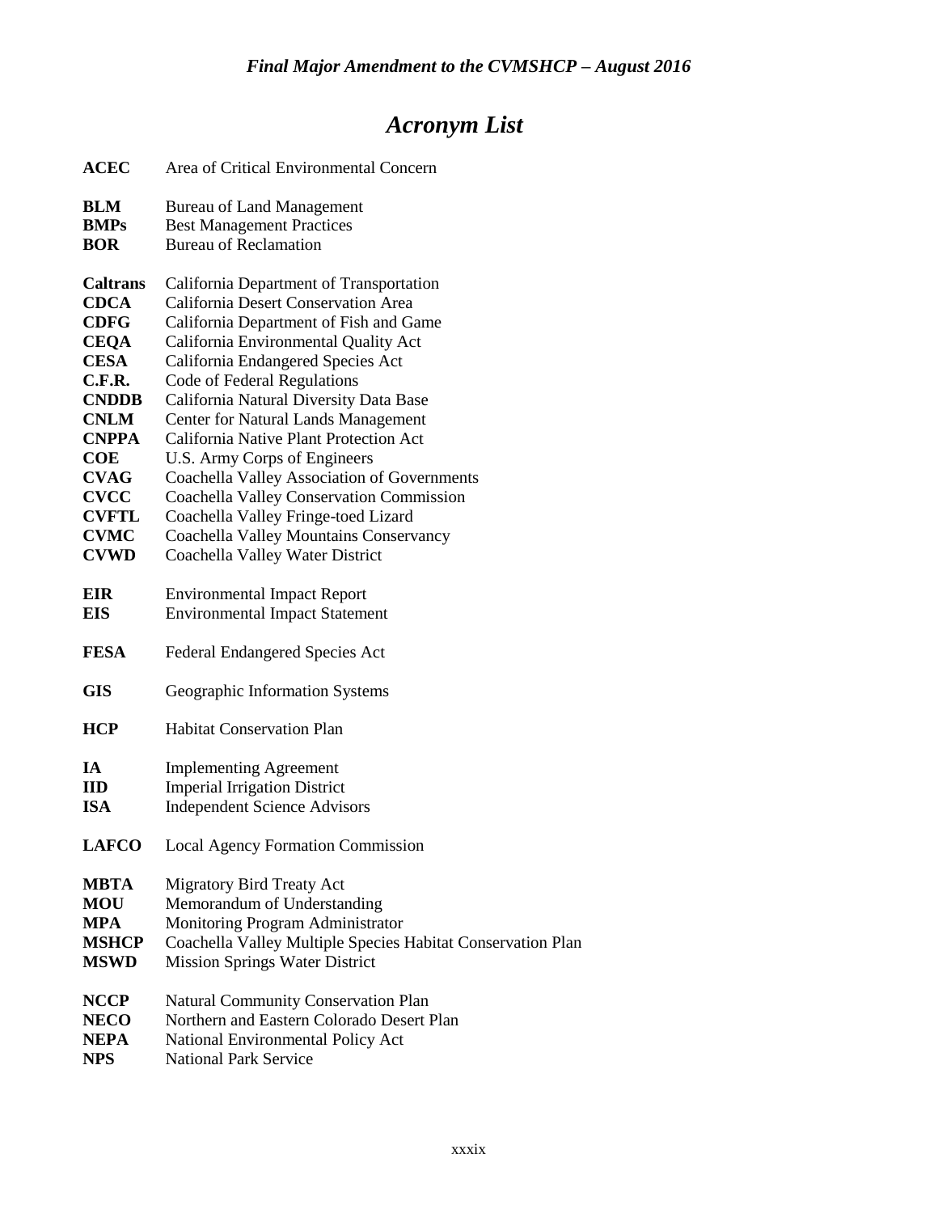# *Acronym List*

**ACEC** Area of Critical Environmental Concern

**BLM** Bureau of Land Management
**BMPs** Best Management Practices
**BOR** Bureau of Reclamation

**Caltrans** California Department of Transportation
**CDCA** California Desert Conservation Area
**CDFG** California Department of Fish and Game
**CEQA** California Environmental Quality Act
**CESA** California Endangered Species Act
**C.F.R.** Code of Federal Regulations
**CNDDB** California Natural Diversity Data Base
**CNLM** Center for Natural Lands Management
**CNPPA** California Native Plant Protection Act
**COE** U.S. Army Corps of Engineers
**CVAG** Coachella Valley Association of Governments
**CVCC** Coachella Valley Conservation Commission
**CVFTL** Coachella Valley Fringe-toed Lizard
**CVMC** Coachella Valley Mountains Conservancy
**CVWD** Coachella Valley Water District

**EIR** Environmental Impact Report
**EIS** Environmental Impact Statement

**FESA** Federal Endangered Species Act

**GIS** Geographic Information Systems

**HCP** Habitat Conservation Plan

**IA** Implementing Agreement
**IID** Imperial Irrigation District
**ISA** Independent Science Advisors

**LAFCO** Local Agency Formation Commission

**MBTA** Migratory Bird Treaty Act
**MOU** Memorandum of Understanding
**MPA** Monitoring Program Administrator
**MSHCP** Coachella Valley Multiple Species Habitat Conservation Plan
**MSWD** Mission Springs Water District

**NCCP** Natural Community Conservation Plan
**NECO** Northern and Eastern Colorado Desert Plan
**NEPA** National Environmental Policy Act
**NPS** National Park Service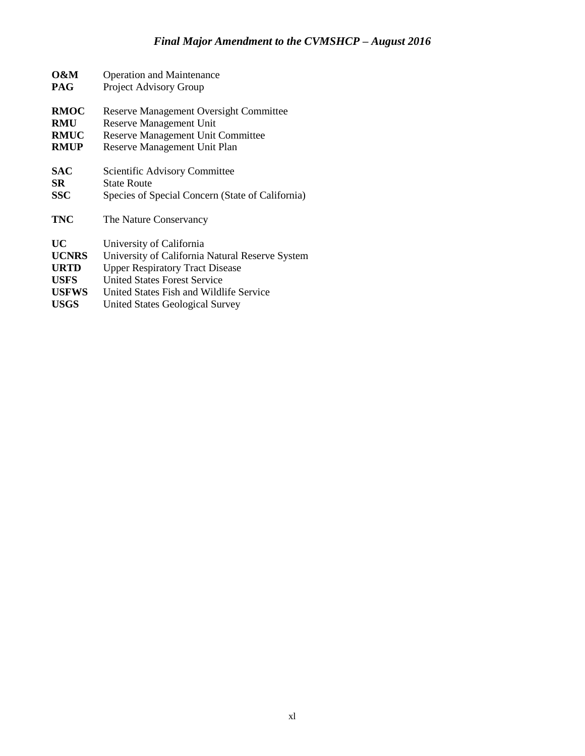| | |
|---|---|
| **O&M** | Operation and Maintenance |
| **PAG** | Project Advisory Group |
| | |
| **RMOC** | Reserve Management Oversight Committee |
| **RMU** | Reserve Management Unit |
| **RMUC** | Reserve Management Unit Committee |
| **RMUP** | Reserve Management Unit Plan |
| | |
| **SAC** | Scientific Advisory Committee |
| **SR** | State Route |
| **SSC** | Species of Special Concern (State of California) |
| | |
| **TNC** | The Nature Conservancy |
| | |
| **UC** | University of California |
| **UCNRS** | University of California Natural Reserve System |
| **URTD** | Upper Respiratory Tract Disease |
| **USFS** | United States Forest Service |
| **USFWS** | United States Fish and Wildlife Service |
| **USGS** | United States Geological Survey |